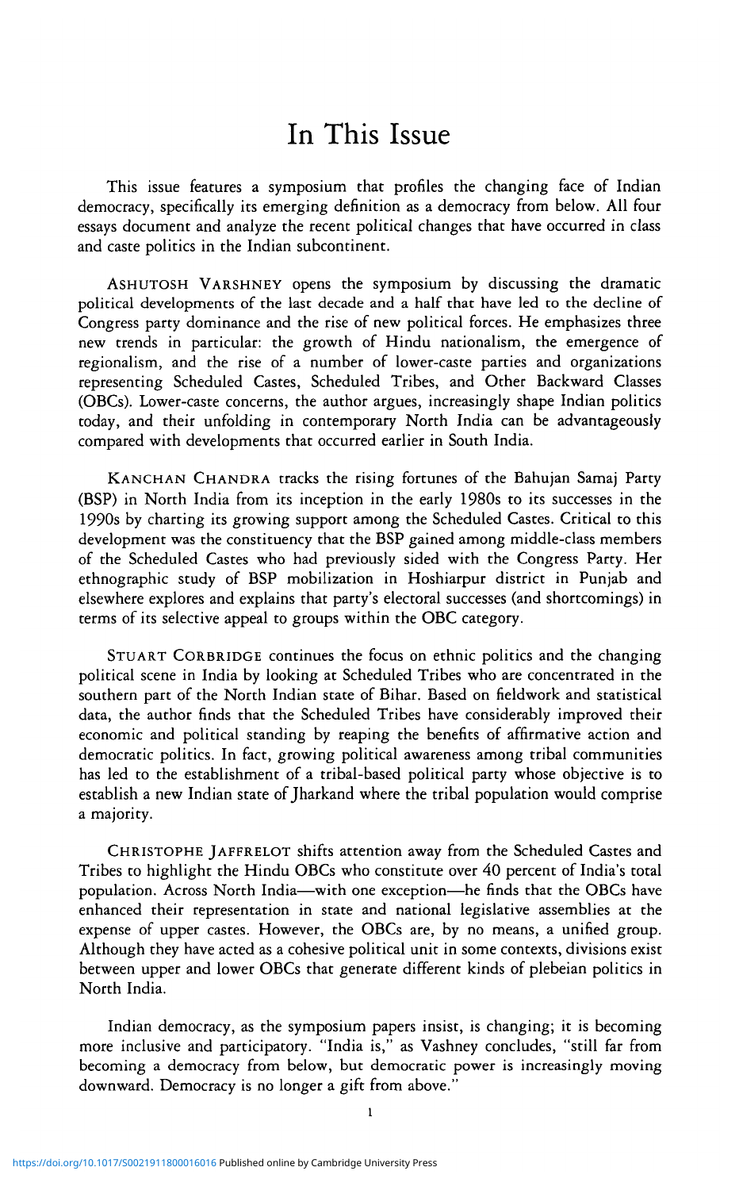# In This Issue

This issue features a symposium that profiles the changing face of Indian democracy, specifically its emerging definition as a democracy from below. All four essays document and analyze the recent political changes that have occurred in class and caste politics in the Indian subcontinent.

ASHUTOSH VARSHNEY opens the symposium by discussing the dramatic political developments of the last decade and a half that have led to the decline of Congress party dominance and the rise of new political forces. He emphasizes three new trends in particular: the growth of Hindu nationalism, the emergence of regionalism, and the rise of a number of lower-caste parties and organizations representing Scheduled Castes, Scheduled Tribes, and Other Backward Classes (OBCs). Lower-caste concerns, the author argues, increasingly shape Indian politics today, and their unfolding in contemporary North India can be advantageously compared with developments that occurred earlier in South India.

KANCHAN CHANDRA tracks the rising fortunes of the Bahujan Samaj Party (BSP) in North India from its inception in the early 1980s to its successes in the 1990s by charting its growing support among the Scheduled Castes. Critical to this development was the constituency that the BSP gained among middle-class members of the Scheduled Castes who had previously sided with the Congress Party. Her ethnographic study of BSP mobilization in Hoshiarpur district in Punjab and elsewhere explores and explains that party's electoral successes (and shortcomings) in terms of its selective appeal to groups within the OBC category.

STUART CORBRIDGE continues the focus on ethnic politics and the changing political scene in India by looking at Scheduled Tribes who are concentrated in the southern part of the North Indian state of Bihar. Based on fieldwork and statistical data, the author finds that the Scheduled Tribes have considerably improved their economic and political standing by reaping the benefits of affirmative action and democratic politics. In fact, growing political awareness among tribal communities has led to the establishment of a tribal-based political party whose objective is to establish a new Indian state of Jharkand where the tribal population would comprise a majority.

CHRISTOPHE JAFFRELOT shifts attention away from the Scheduled Castes and Tribes to highlight the Hindu OBCs who constitute over 40 percent of India's total population. Across North India—with one exception—he finds that the OBCs have enhanced their representation in state and national legislative assemblies at the expense of upper castes. However, the OBCs are, by no means, a unified group. Although they have acted as a cohesive political unit in some contexts, divisions exist between upper and lower OBCs that generate different kinds of plebeian politics in North India.

Indian democracy, as the symposium papers insist, is changing; it is becoming more inclusive and participatory. "India is," as Vashney concludes, "still far from becoming a democracy from below, but democratic power is increasingly moving downward. Democracy is no longer a gift from above."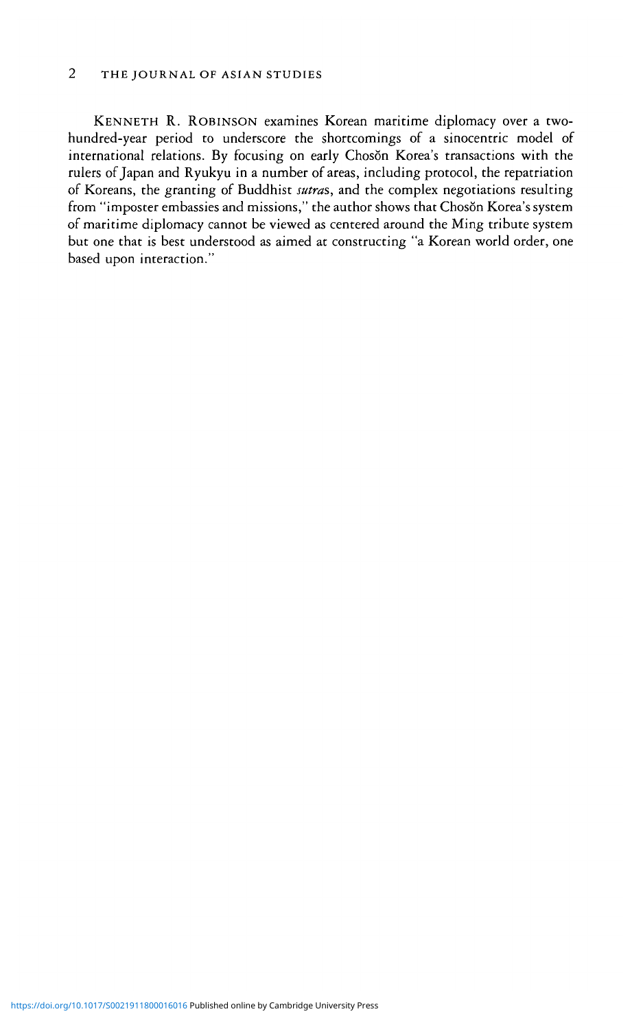KENNETH R. ROBINSON examines Korean maritime diplomacy over a two-hundred-year period to underscore the shortcomings of a sinocentric model of international relations. By focusing on early Chosŏn Korea's transactions with the rulers of Japan and Ryukyu in a number of areas, including protocol, the repatriation of Koreans, the granting of Buddhist *sutras*, and the complex negotiations resulting from "imposter embassies and missions," the author shows that Chosŏn Korea's system of maritime diplomacy cannot be viewed as centered around the Ming tribute system but one that is best understood as aimed at constructing "a Korean world order, one based upon interaction."